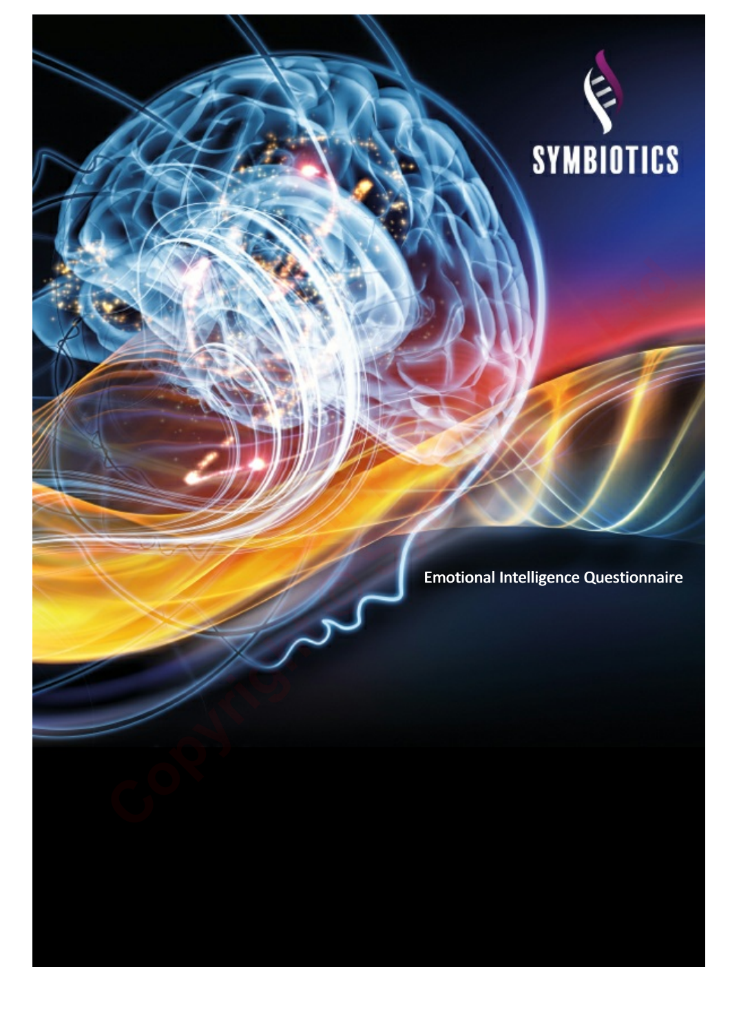SYMBIOTICS

# Emotional Intelligence Questionnaire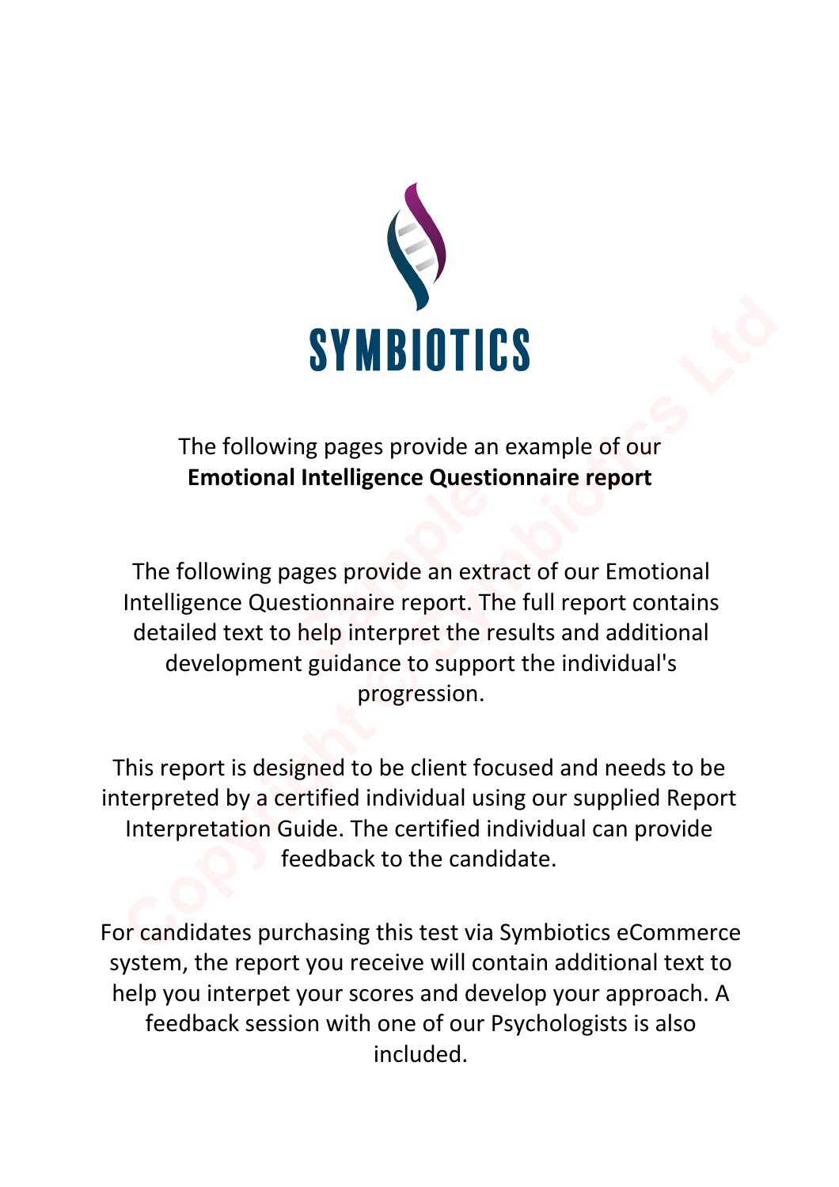SYMBIOTICS

The following pages provide an example of our
**Emotional Intelligence Questionnaire report**

The following pages provide an extract of our Emotional Intelligence Questionnaire report. The full report contains detailed text to help interpret the results and additional development guidance to support the individual's progression.

This report is designed to be client focused and needs to be interpreted by a certified individual using our supplied Report Interpretation Guide. The certified individual can provide feedback to the candidate.

For candidates purchasing this test via Symbiotics eCommerce system, the report you receive will contain additional text to help you interpet your scores and develop your approach. A feedback session with one of our Psychologists is also included.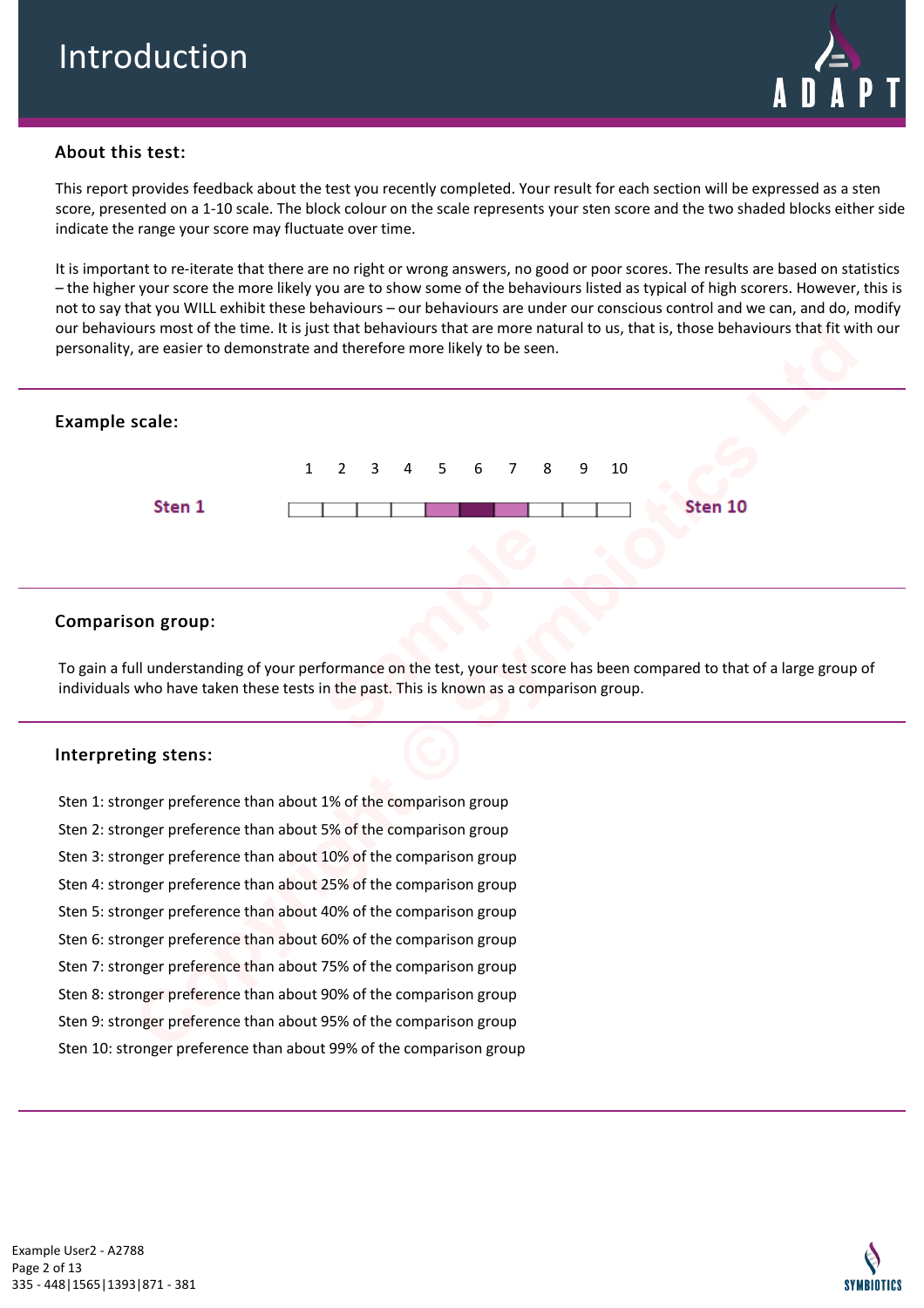# Introduction

## About this test:

This report provides feedback about the test you recently completed. Your result for each section will be expressed as a sten score, presented on a 1-10 scale. The block colour on the scale represents your sten score and the two shaded blocks either side indicate the range your score may fluctuate over time.

It is important to re-iterate that there are no right or wrong answers, no good or poor scores. The results are based on statistics – the higher your score the more likely you are to show some of the behaviours listed as typical of high scorers. However, this is not to say that you WILL exhibit these behaviours – our behaviours are under our conscious control and we can, and do, modify our behaviours most of the time. It is just that behaviours that are more natural to us, that is, those behaviours that fit with our personality, are easier to demonstrate and therefore more likely to be seen.

## Example scale:

| | 1 | 2 | 3 | 4 | 5 | 6 | 7 | 8 | 9 | 10 | |
|---|---|---|---|---|---|---|---|---|---|---|---|
| **Sten 1** | | | | | ■ | ■ | ■ | | | | **Sten 10** |

## Comparison group:

To gain a full understanding of your performance on the test, your test score has been compared to that of a large group of individuals who have taken these tests in the past. This is known as a comparison group.

## Interpreting stens:

Sten 1: stronger preference than about 1% of the comparison group

Sten 2: stronger preference than about 5% of the comparison group

Sten 3: stronger preference than about 10% of the comparison group

Sten 4: stronger preference than about 25% of the comparison group

Sten 5: stronger preference than about 40% of the comparison group

Sten 6: stronger preference than about 60% of the comparison group

Sten 7: stronger preference than about 75% of the comparison group

Sten 8: stronger preference than about 90% of the comparison group

Sten 9: stronger preference than about 95% of the comparison group

Sten 10: stronger preference than about 99% of the comparison group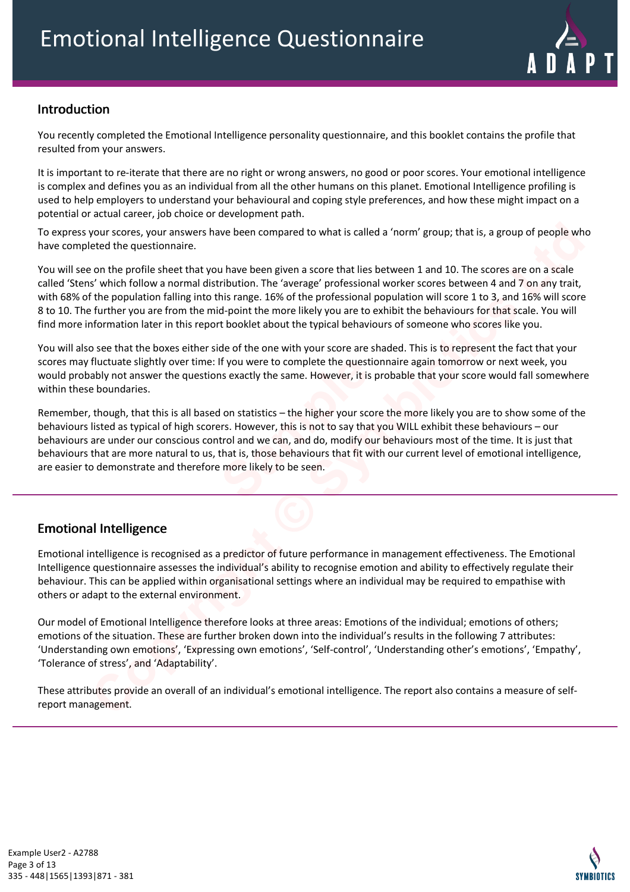# Emotional Intelligence Questionnaire

## Introduction

You recently completed the Emotional Intelligence personality questionnaire, and this booklet contains the profile that resulted from your answers.

It is important to re-iterate that there are no right or wrong answers, no good or poor scores. Your emotional intelligence is complex and defines you as an individual from all the other humans on this planet. Emotional Intelligence profiling is used to help employers to understand your behavioural and coping style preferences, and how these might impact on a potential or actual career, job choice or development path.

To express your scores, your answers have been compared to what is called a 'norm' group; that is, a group of people who have completed the questionnaire.

You will see on the profile sheet that you have been given a score that lies between 1 and 10. The scores are on a scale called 'Stens' which follow a normal distribution. The 'average' professional worker scores between 4 and 7 on any trait, with 68% of the population falling into this range. 16% of the professional population will score 1 to 3, and 16% will score 8 to 10. The further you are from the mid-point the more likely you are to exhibit the behaviours for that scale. You will find more information later in this report booklet about the typical behaviours of someone who scores like you.

You will also see that the boxes either side of the one with your score are shaded. This is to represent the fact that your scores may fluctuate slightly over time: If you were to complete the questionnaire again tomorrow or next week, you would probably not answer the questions exactly the same. However, it is probable that your score would fall somewhere within these boundaries.

Remember, though, that this is all based on statistics – the higher your score the more likely you are to show some of the behaviours listed as typical of high scorers. However, this is not to say that you WILL exhibit these behaviours – our behaviours are under our conscious control and we can, and do, modify our behaviours most of the time. It is just that behaviours that are more natural to us, that is, those behaviours that fit with our current level of emotional intelligence, are easier to demonstrate and therefore more likely to be seen.

## Emotional Intelligence

Emotional intelligence is recognised as a predictor of future performance in management effectiveness. The Emotional Intelligence questionnaire assesses the individual's ability to recognise emotion and ability to effectively regulate their behaviour. This can be applied within organisational settings where an individual may be required to empathise with others or adapt to the external environment.

Our model of Emotional Intelligence therefore looks at three areas: Emotions of the individual; emotions of others; emotions of the situation. These are further broken down into the individual's results in the following 7 attributes: 'Understanding own emotions', 'Expressing own emotions', 'Self-control', 'Understanding other's emotions', 'Empathy', 'Tolerance of stress', and 'Adaptability'.

These attributes provide an overall of an individual's emotional intelligence. The report also contains a measure of self-report management.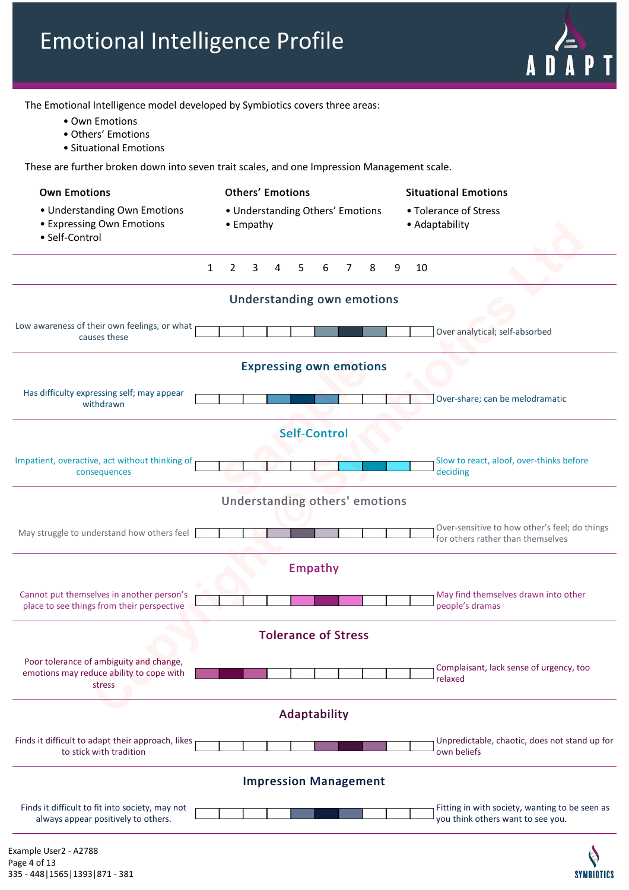# Emotional Intelligence Profile

The Emotional Intelligence model developed by Symbiotics covers three areas:

- Own Emotions
- Others' Emotions
- Situational Emotions

These are further broken down into seven trait scales, and one Impression Management scale.

| Own Emotions | Others' Emotions | Situational Emotions |
|---|---|---|
| • Understanding Own Emotions<br>• Expressing Own Emotions<br>• Self-Control | • Understanding Others' Emotions<br>• Empathy | • Tolerance of Stress<br>• Adaptability |

In the table below, ● marks the darkest (central) shaded box on each scale and ○ marks the lighter shaded boxes on either side of it.

| Scale | Low end | 1 | 2 | 3 | 4 | 5 | 6 | 7 | 8 | 9 | 10 | High end |
|---|---|---|---|---|---|---|---|---|---|---|---|---|
| **Understanding own emotions** | Low awareness of their own feelings, or what causes these | | | | | | ○ | ● | ○ | | | Over analytical; self-absorbed |
| **Expressing own emotions** | Has difficulty expressing self; may appear withdrawn | | | | ○ | ● | ○ | | | | | Over-share; can be melodramatic |
| **Self-Control** | Impatient, overactive, act without thinking of consequences | | | | | | | ○ | ● | ○ | | Slow to react, aloof, over-thinks before deciding |
| **Understanding others' emotions** | May struggle to understand how others feel | | | | ○ | ● | ○ | | | | | Over-sensitive to how other's feel; do things for others rather than themselves |
| **Empathy** | Cannot put themselves in another person's place to see things from their perspective | | | | | ○ | ● | ○ | | | | May find themselves drawn into other people's dramas |
| **Tolerance of Stress** | Poor tolerance of ambiguity and change, emotions may reduce ability to cope with stress | ○ | ● | ○ | | | | | | | | Complaisant, lack sense of urgency, too relaxed |
| **Adaptability** | Finds it difficult to adapt their approach, likes to stick with tradition | | | | | | ○ | ● | ○ | | | Unpredictable, chaotic, does not stand up for own beliefs |
| **Impression Management** | Finds it difficult to fit into society, may not always appear positively to others. | | | | | ○ | ● | ○ | | | | Fitting in with society, wanting to be seen as you think others want to see you. |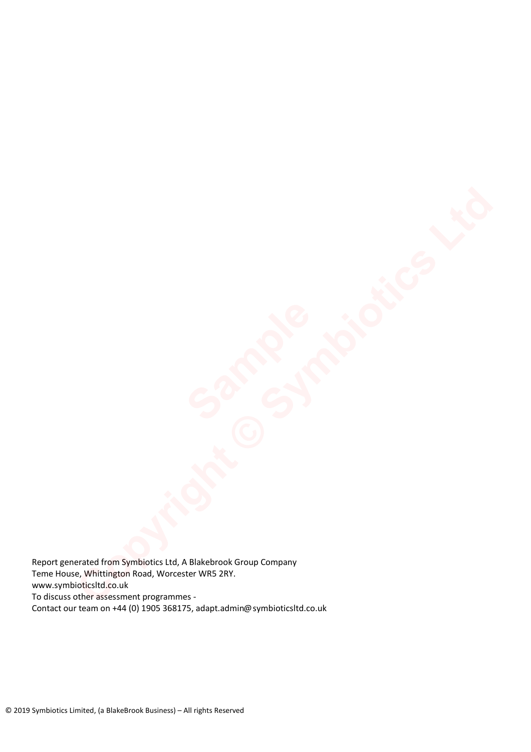Report generated from Symbiotics Ltd, A Blakebrook Group Company
Teme House, Whittington Road, Worcester WR5 2RY.
www.symbioticsltd.co.uk
To discuss other assessment programmes -
Contact our team on +44 (0) 1905 368175, adapt.admin@symbioticsltd.co.uk

© 2019 Symbiotics Limited, (a BlakeBrook Business) – All rights Reserved